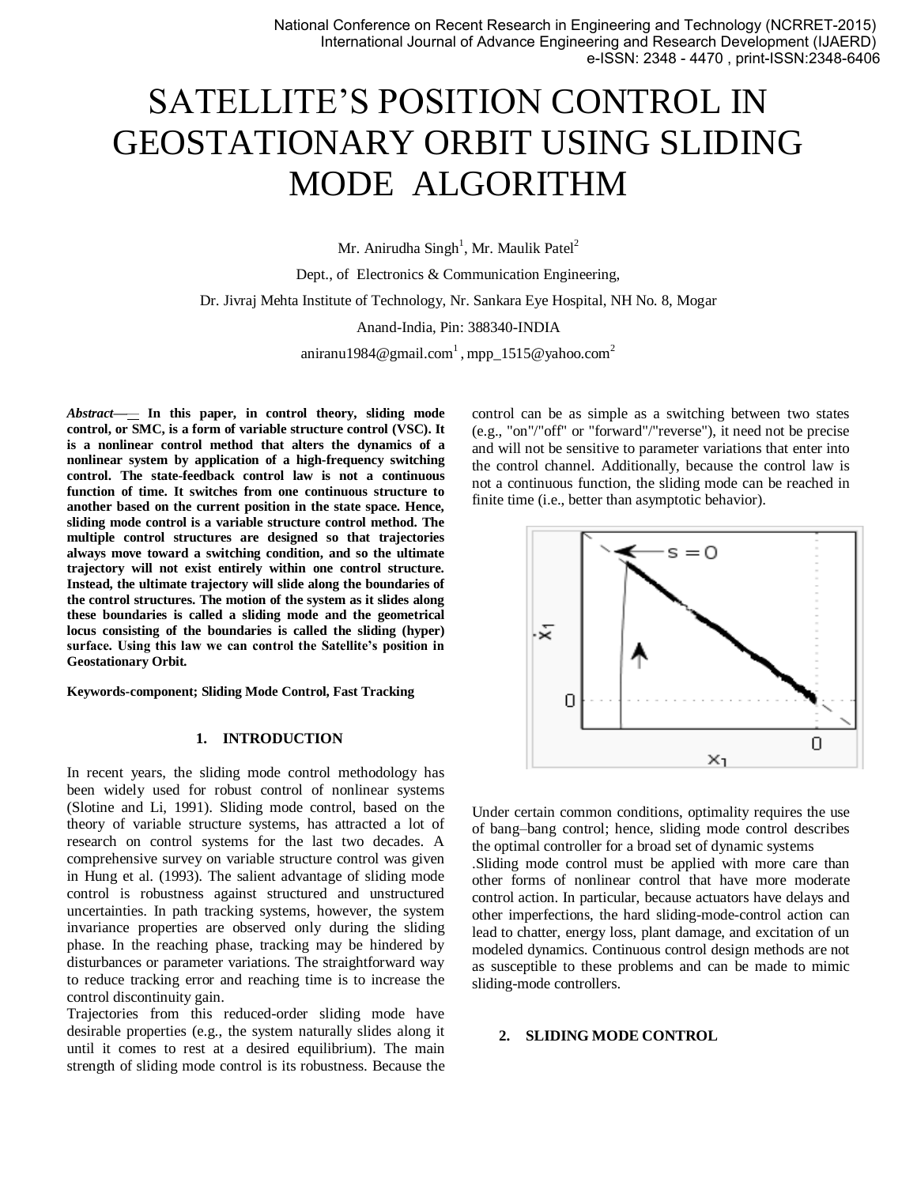# SATELLITE'S POSITION CONTROL IN GEOSTATIONARY ORBIT USING SLIDING MODE ALGORITHM

Mr. Anirudha Singh[1], Mr. Maulik Patel[2]

Dept., of Electronics & Communication Engineering,

Dr. Jivraj Mehta Institute of Technology, Nr. Sankara Eye Hospital, NH No. 8, Mogar

Anand-India, Pin: 388340-INDIA

aniranu1984@gmail.com[1], mpp_1515@yahoo.com[2]

***Abstract*— In this paper, in control theory, sliding mode control, or SMC, is a form of variable structure control (VSC). It is a nonlinear control method that alters the dynamics of a nonlinear system by application of a high-frequency switching control. The state-feedback control law is not a continuous function of time. It switches from one continuous structure to another based on the current position in the state space. Hence, sliding mode control is a variable structure control method. The multiple control structures are designed so that trajectories always move toward a switching condition, and so the ultimate trajectory will not exist entirely within one control structure. Instead, the ultimate trajectory will slide along the boundaries of the control structures. The motion of the system as it slides along these boundaries is called a sliding mode and the geometrical locus consisting of the boundaries is called the sliding (hyper) surface. Using this law we can control the Satellite's position in Geostationary Orbit.**

**Keywords-component; Sliding Mode Control, Fast Tracking**

## 1. INTRODUCTION

In recent years, the sliding mode control methodology has been widely used for robust control of nonlinear systems (Slotine and Li, 1991). Sliding mode control, based on the theory of variable structure systems, has attracted a lot of research on control systems for the last two decades. A comprehensive survey on variable structure control was given in Hung et al. (1993). The salient advantage of sliding mode control is robustness against structured and unstructured uncertainties. In path tracking systems, however, the system invariance properties are observed only during the sliding phase. In the reaching phase, tracking may be hindered by disturbances or parameter variations. The straightforward way to reduce tracking error and reaching time is to increase the control discontinuity gain.

Trajectories from this reduced-order sliding mode have desirable properties (e.g., the system naturally slides along it until it comes to rest at a desired equilibrium). The main strength of sliding mode control is its robustness. Because the control can be as simple as a switching between two states (e.g., "on"/"off" or "forward"/"reverse"), it need not be precise and will not be sensitive to parameter variations that enter into the control channel. Additionally, because the control law is not a continuous function, the sliding mode can be reached in finite time (i.e., better than asymptotic behavior).

Under certain common conditions, optimality requires the use of bang–bang control; hence, sliding mode control describes the optimal controller for a broad set of dynamic systems

.Sliding mode control must be applied with more care than other forms of nonlinear control that have more moderate control action. In particular, because actuators have delays and other imperfections, the hard sliding-mode-control action can lead to chatter, energy loss, plant damage, and excitation of un modeled dynamics. Continuous control design methods are not as susceptible to these problems and can be made to mimic sliding-mode controllers.

## 2. SLIDING MODE CONTROL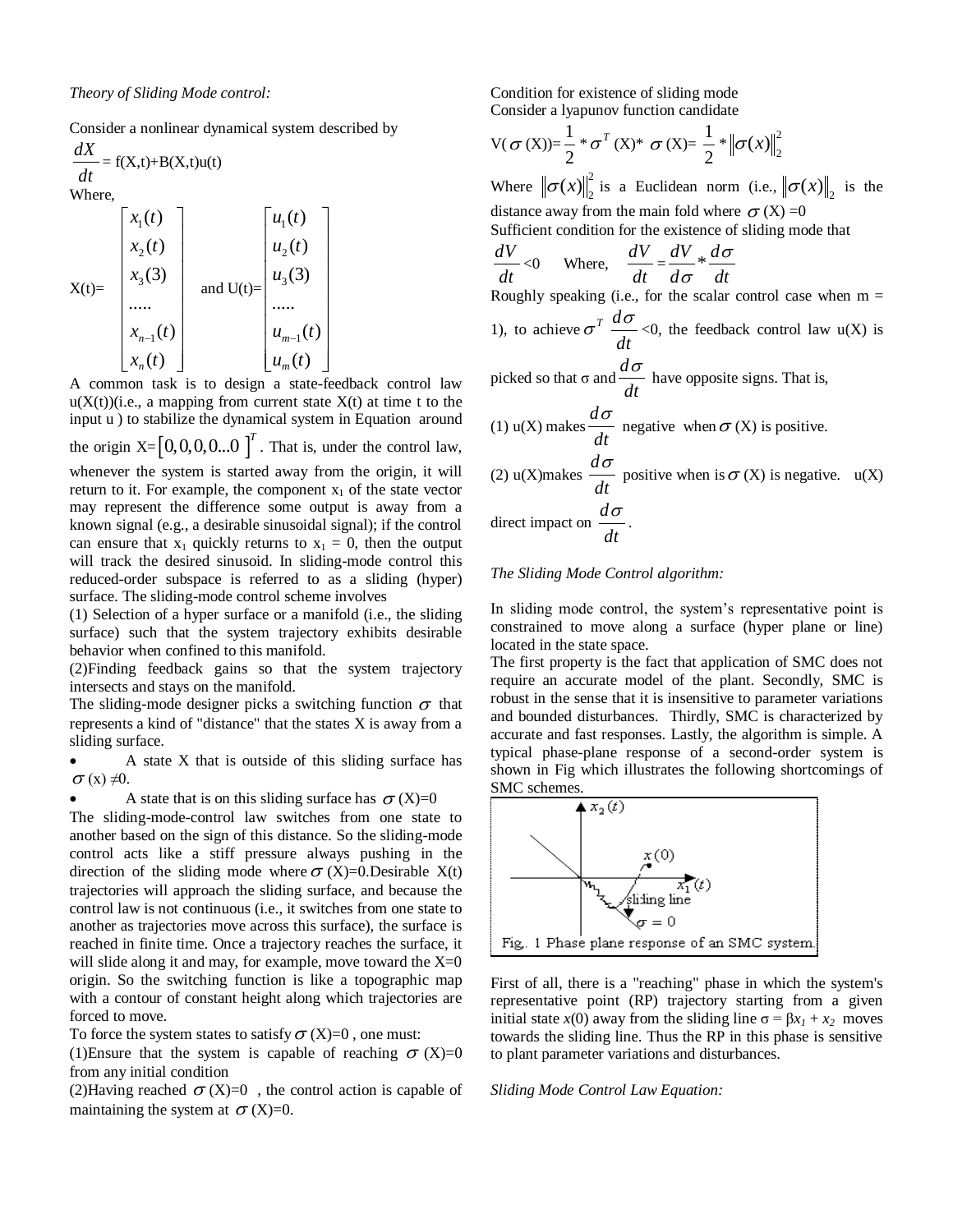*Theory of Sliding Mode control:*

Consider a nonlinear dynamical system described by

$$\frac{dX}{dt} = f(X,t)+B(X,t)u(t)$$

Where,

$$X(t)=\begin{bmatrix} x_1(t) \\ x_2(t) \\ x_3(3) \\ ..... \\ x_{n-1}(t) \\ x_n(t) \end{bmatrix} \text{ and } U(t)=\begin{bmatrix} u_1(t) \\ u_2(t) \\ u_3(3) \\ ..... \\ u_{m-1}(t) \\ u_m(t) \end{bmatrix}$$

A common task is to design a state-feedback control law $u(X(t))$(i.e., a mapping from current state $X(t)$ at time t to the input u ) to stabilize the dynamical system in Equation around the origin $X=[0,0,0,0...0]^T$. That is, under the control law, whenever the system is started away from the origin, it will return to it. For example, the component $x_1$ of the state vector may represent the difference some output is away from a known signal (e.g., a desirable sinusoidal signal); if the control can ensure that $x_1$ quickly returns to $x_1 = 0$, then the output will track the desired sinusoid. In sliding-mode control this reduced-order subspace is referred to as a sliding (hyper) surface. The sliding-mode control scheme involves

(1) Selection of a hyper surface or a manifold (i.e., the sliding surface) such that the system trajectory exhibits desirable behavior when confined to this manifold.

(2)Finding feedback gains so that the system trajectory intersects and stays on the manifold.

The sliding-mode designer picks a switching function $\sigma$ that represents a kind of "distance" that the states X is away from a sliding surface.

- A state X that is outside of this sliding surface has $\sigma(x) \neq 0$.
- A state that is on this sliding surface has $\sigma(X)=0$

The sliding-mode-control law switches from one state to another based on the sign of this distance. So the sliding-mode control acts like a stiff pressure always pushing in the direction of the sliding mode where $\sigma(X)=0$.Desirable X(t) trajectories will approach the sliding surface, and because the control law is not continuous (i.e., it switches from one state to another as trajectories move across this surface), the surface is reached in finite time. Once a trajectory reaches the surface, it will slide along it and may, for example, move toward the X=0 origin. So the switching function is like a topographic map with a contour of constant height along which trajectories are forced to move.

To force the system states to satisfy $\sigma(X)=0$ , one must:

(1)Ensure that the system is capable of reaching $\sigma(X)=0$ from any initial condition

(2)Having reached $\sigma(X)=0$ , the control action is capable of maintaining the system at $\sigma(X)=0$.

Condition for existence of sliding mode

Consider a lyapunov function candidate

$$V(\sigma(X))=\frac{1}{2}*\sigma^T(X)*\sigma(X)=\frac{1}{2}*\|\sigma(x)\|_2^2$$

Where $\|\sigma(x)\|_2^2$ is a Euclidean norm (i.e., $\|\sigma(x)\|_2$ is the distance away from the main fold where $\sigma(X)=0$

Sufficient condition for the existence of sliding mode that

$$\frac{dV}{dt}<0 \quad \text{Where,} \quad \frac{dV}{dt}=\frac{dV}{d\sigma}*\frac{d\sigma}{dt}$$

Roughly speaking (i.e., for the scalar control case when m = 1), to achieve $\sigma^T \frac{d\sigma}{dt}<0$, the feedback control law u(X) is picked so that σ and $\frac{d\sigma}{dt}$ have opposite signs. That is,

(1) u(X) makes $\frac{d\sigma}{dt}$ negative when $\sigma(X)$ is positive.

(2) u(X)makes $\frac{d\sigma}{dt}$ positive when is $\sigma(X)$ is negative. u(X) direct impact on $\frac{d\sigma}{dt}$.

*The Sliding Mode Control algorithm:*

In sliding mode control, the system's representative point is constrained to move along a surface (hyper plane or line) located in the state space.

The first property is the fact that application of SMC does not require an accurate model of the plant. Secondly, SMC is robust in the sense that it is insensitive to parameter variations and bounded disturbances. Thirdly, SMC is characterized by accurate and fast responses. Lastly, the algorithm is simple. A typical phase-plane response of a second-order system is shown in Fig which illustrates the following shortcomings of SMC schemes.

Fig. 1 Phase plane response of an SMC system.

First of all, there is a "reaching" phase in which the system's representative point (RP) trajectory starting from a given initial state $x(0)$ away from the sliding line $\sigma = \beta x_1 + x_2$ moves towards the sliding line. Thus the RP in this phase is sensitive to plant parameter variations and disturbances.

*Sliding Mode Control Law Equation:*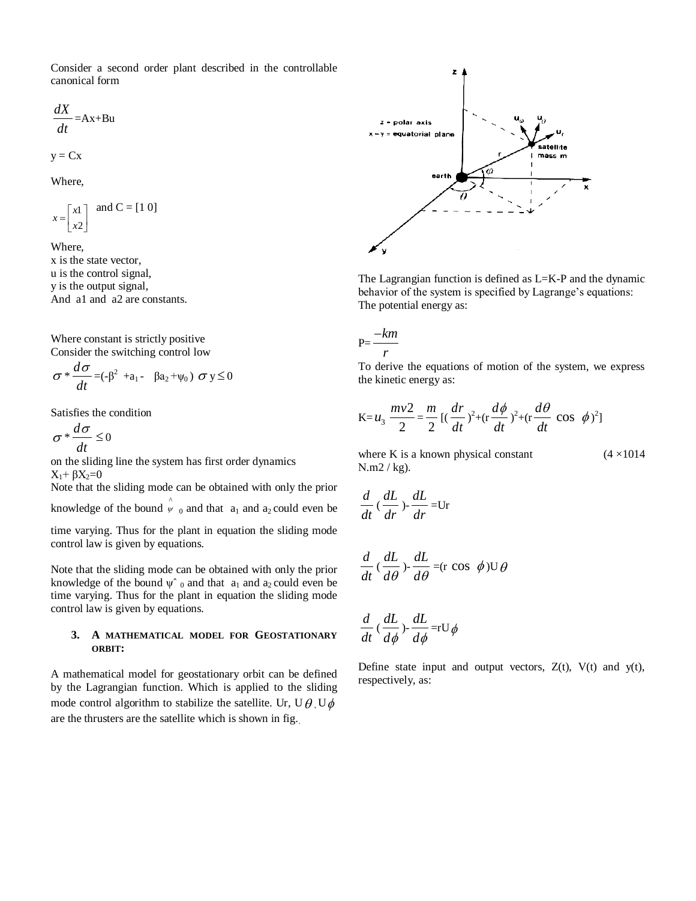Consider a second order plant described in the controllable canonical form

$$\frac{dX}{dt}=Ax+Bu$$

$$y = Cx$$

Where,

$$x=\begin{bmatrix} x1 \\ x2 \end{bmatrix} \text{ and } C = [1\ 0]$$

Where,
x is the state vector,
u is the control signal,
y is the output signal,
And a1 and a2 are constants.

Where constant is strictly positive
Consider the switching control low

$$\sigma * \frac{d\sigma}{dt}=(-\beta^2 + a_1 - \beta a_2 + \psi_0)\ \sigma\ y \leq 0$$

Satisfies the condition

$$\sigma * \frac{d\sigma}{dt} \leq 0$$

on the sliding line the system has first order dynamics
$X_1+ \beta X_2=0$
Note that the sliding mode can be obtained with only the prior knowledge of the bound $\hat{\psi}_0$ and that $a_1$ and $a_2$ could even be time varying. Thus for the plant in equation the sliding mode control law is given by equations.

Note that the sliding mode can be obtained with only the prior knowledge of the bound $\hat{\psi}_0$ and that $a_1$ and $a_2$ could even be time varying. Thus for the plant in equation the sliding mode control law is given by equations.

### 3. A MATHEMATICAL MODEL FOR GEOSTATIONARY ORBIT:

A mathematical model for geostationary orbit can be defined by the Lagrangian function. Which is applied to the sliding mode control algorithm to stabilize the satellite. Ur, $U\theta$, $U\phi$ are the thrusters are the satellite which is shown in fig.

The Lagrangian function is defined as L=K-P and the dynamic behavior of the system is specified by Lagrange's equations:
The potential energy as:

$$P=\frac{-km}{r}$$

To derive the equations of motion of the system, we express the kinetic energy as:

$$K=u_3\ \frac{mv2}{2}=\frac{m}{2}\left[\left(\frac{dr}{dt}\right)^2+\left(r\frac{d\phi}{dt}\right)^2+\left(r\frac{d\theta}{dt}\cos\ \phi\right)^2\right]$$

where K is a known physical constant (4 ×1014 N.m2 / kg).

$$\frac{d}{dt}\left(\frac{dL}{dr}\right)-\frac{dL}{dr}=Ur$$

$$\frac{d}{dt}\left(\frac{dL}{d\theta}\right)-\frac{dL}{d\theta}=(r\cos\ \phi)U\theta$$

$$\frac{d}{dt}\left(\frac{dL}{d\phi}\right)-\frac{dL}{d\phi}=rU\phi$$

Define state input and output vectors, Z(t), V(t) and y(t), respectively, as: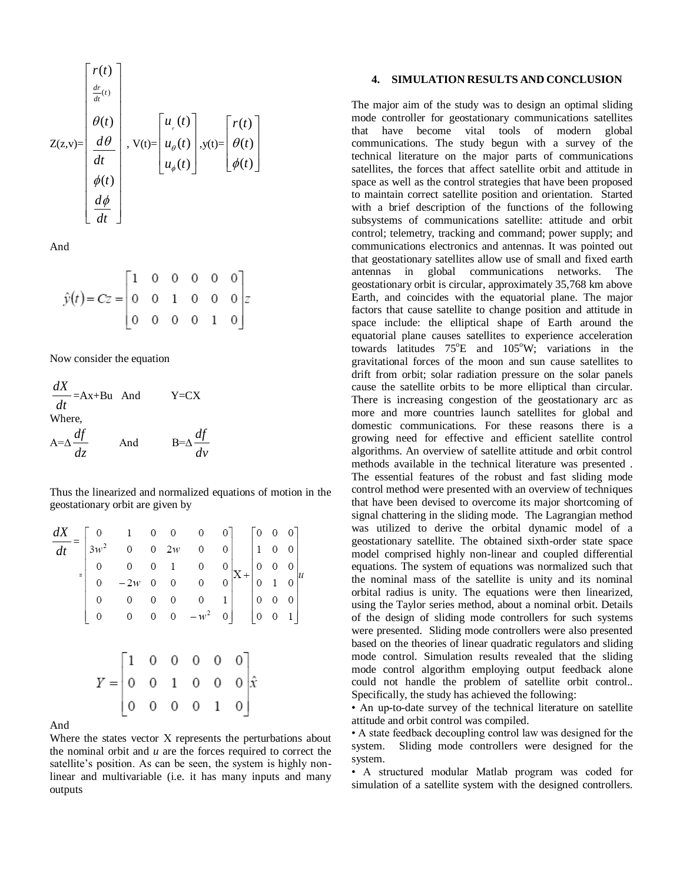$$
Z(z,v)=\begin{bmatrix} r(t) \\ \frac{dr}{dt}(t) \\ \theta(t) \\ \frac{d\theta}{dt} \\ \phi(t) \\ \frac{d\phi}{dt} \end{bmatrix},\quad V(t)=\begin{bmatrix} u_r(t) \\ u_\theta(t) \\ u_\phi(t) \end{bmatrix},\quad y(t)=\begin{bmatrix} r(t) \\ \theta(t) \\ \phi(t) \end{bmatrix}
$$

And

$$
\hat{y}(t) = Cz = \begin{bmatrix} 1 & 0 & 0 & 0 & 0 & 0 \\ 0 & 0 & 1 & 0 & 0 & 0 \\ 0 & 0 & 0 & 0 & 1 & 0 \end{bmatrix} z
$$

Now consider the equation

$$
\frac{dX}{dt} = Ax + Bu \quad \text{And} \quad Y = CX
$$

Where,

$$
A = \Delta \frac{df}{dz} \quad \text{And} \quad B = \Delta \frac{df}{dv}
$$

Thus the linearized and normalized equations of motion in the geostationary orbit are given by

$$
\frac{dX}{dt} = \begin{bmatrix} 0 & 1 & 0 & 0 & 0 & 0 \\ 3w^2 & 0 & 0 & 2w & 0 & 0 \\ 0 & 0 & 0 & 1 & 0 & 0 \\ 0 & -2w & 0 & 0 & 0 & 0 \\ 0 & 0 & 0 & 0 & 0 & 1 \\ 0 & 0 & 0 & 0 & -w^2 & 0 \end{bmatrix} X + \begin{bmatrix} 0 & 0 & 0 \\ 1 & 0 & 0 \\ 0 & 0 & 0 \\ 0 & 1 & 0 \\ 0 & 0 & 0 \\ 0 & 0 & 1 \end{bmatrix} u
$$

$$
Y = \begin{bmatrix} 1 & 0 & 0 & 0 & 0 & 0 \\ 0 & 0 & 1 & 0 & 0 & 0 \\ 0 & 0 & 0 & 0 & 1 & 0 \end{bmatrix} \hat{x}
$$

And

Where the states vector X represents the perturbations about the nominal orbit and $u$ are the forces required to correct the satellite's position. As can be seen, the system is highly non-linear and multivariable (i.e. it has many inputs and many outputs

## 4. SIMULATION RESULTS AND CONCLUSION

The major aim of the study was to design an optimal sliding mode controller for geostationary communications satellites that have become vital tools of modern global communications. The study begun with a survey of the technical literature on the major parts of communications satellites, the forces that affect satellite orbit and attitude in space as well as the control strategies that have been proposed to maintain correct satellite position and orientation. Started with a brief description of the functions of the following subsystems of communications satellite: attitude and orbit control; telemetry, tracking and command; power supply; and communications electronics and antennas. It was pointed out that geostationary satellites allow use of small and fixed earth antennas in global communications networks. The geostationary orbit is circular, approximately 35,768 km above Earth, and coincides with the equatorial plane. The major factors that cause satellite to change position and attitude in space include: the elliptical shape of Earth around the equatorial plane causes satellites to experience acceleration towards latitudes 75°E and 105°W; variations in the gravitational forces of the moon and sun cause satellites to drift from orbit; solar radiation pressure on the solar panels cause the satellite orbits to be more elliptical than circular. There is increasing congestion of the geostationary arc as more and more countries launch satellites for global and domestic communications. For these reasons there is a growing need for effective and efficient satellite control algorithms. An overview of satellite attitude and orbit control methods available in the technical literature was presented . The essential features of the robust and fast sliding mode control method were presented with an overview of techniques that have been devised to overcome its major shortcoming of signal chattering in the sliding mode. The Lagrangian method was utilized to derive the orbital dynamic model of a geostationary satellite. The obtained sixth-order state space model comprised highly non-linear and coupled differential equations. The system of equations was normalized such that the nominal mass of the satellite is unity and its nominal orbital radius is unity. The equations were then linearized, using the Taylor series method, about a nominal orbit. Details of the design of sliding mode controllers for such systems were presented. Sliding mode controllers were also presented based on the theories of linear quadratic regulators and sliding mode control. Simulation results revealed that the sliding mode control algorithm employing output feedback alone could not handle the problem of satellite orbit control.. Specifically, the study has achieved the following:

- An up-to-date survey of the technical literature on satellite attitude and orbit control was compiled.
- A state feedback decoupling control law was designed for the system. Sliding mode controllers were designed for the system.
- A structured modular Matlab program was coded for simulation of a satellite system with the designed controllers.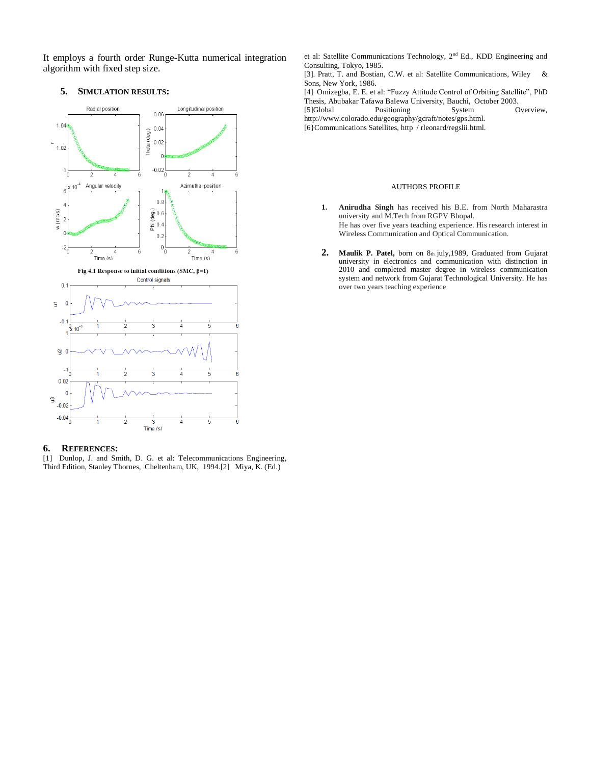It employs a fourth order Runge-Kutta numerical integration algorithm with fixed step size.

## 5. SIMULATION RESULTS:

Radial position
r
1.04
1.02
1
0 2 4 6

Longitudinal position
Theta (deg.)
0.06
0.04
0.02
0
-0.02
0 2 4 6

x 10^-4 Angular velocity
w (rad/s)
6
4
2
0
-2
0 2 4 6
Time (s)

Azimuthal position
Phi (deg.)
1
0.8
0.6
0.4
0.2
0
0 2 4 6
Time (s)

**Fig 4.1 Response to initial conditions (SMC, β=1)**

Control signals
u1
0.1
0
-0.1
0 1 2 3 4 5 6

x 10^-3
u2
1
0
-1
0 1 2 3 4 5 6

u3
0.02
0
-0.02
-0.04
0 1 2 3 4 5 6
Time (s)

## 6. REFERENCES:

[1] Dunlop, J. and Smith, D. G. et al: Telecommunications Engineering, Third Edition, Stanley Thornes, Cheltenham, UK, 1994.[2] Miya, K. (Ed.) et al: Satellite Communications Technology, 2nd Ed., KDD Engineering and Consulting, Tokyo, 1985.

[3]. Pratt, T. and Bostian, C.W. et al: Satellite Communications, Wiley & Sons, New York, 1986.

[4] Omizegba, E. E. et al: "Fuzzy Attitude Control of Orbiting Satellite", PhD Thesis, Abubakar Tafawa Balewa University, Bauchi, October 2003.

[5]Global Positioning System Overview, http://www.colorado.edu/geography/gcraft/notes/gps.html.

[6}Communications Satellites, http / rleonard/regslii.html.

AUTHORS PROFILE

1. **Anirudha Singh** has received his B.E. from North Maharastra university and M.Tech from RGPV Bhopal.
   He has over five years teaching experience. His research interest in Wireless Communication and Optical Communication.

2. **Maulik P. Patel,** born on 8th july,1989, Graduated from Gujarat university in electronics and communication with distinction in 2010 and completed master degree in wireless communication system and network from Gujarat Technological University. He has over two years teaching experience